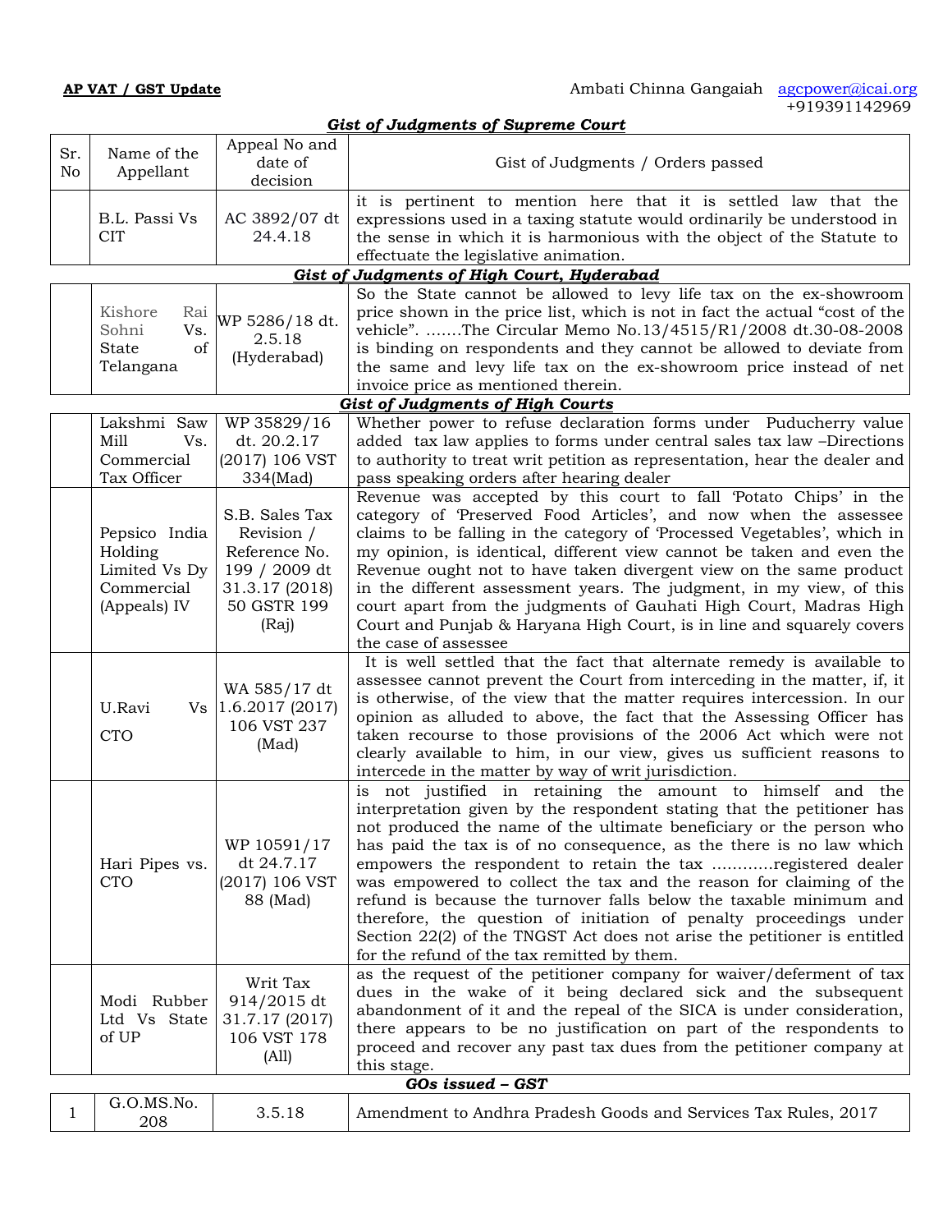**AP VAT / GST Update** Ambati Chinna Gangaiah agcpower@icai.org +919391142969

***Gist of Judgments of Supreme Court***

| Sr. No | Name of the Appellant | Appeal No and date of decision | Gist of Judgments / Orders passed |
|---|---|---|---|
| | B.L. Passi Vs CIT | AC 3892/07 dt 24.4.18 | it is pertinent to mention here that it is settled law that the expressions used in a taxing statute would ordinarily be understood in the sense in which it is harmonious with the object of the Statute to effectuate the legislative animation. |

***Gist of Judgments of High Court, Hyderabad***

| Sr. No | Name of the Appellant | Appeal No and date of decision | Gist of Judgments / Orders passed |
|---|---|---|---|
| | Kishore Rai Sohni Vs. State of Telangana | WP 5286/18 dt. 2.5.18 (Hyderabad) | So the State cannot be allowed to levy life tax on the ex-showroom price shown in the price list, which is not in fact the actual "cost of the vehicle". .......The Circular Memo No.13/4515/R1/2008 dt.30-08-2008 is binding on respondents and they cannot be allowed to deviate from the same and levy life tax on the ex-showroom price instead of net invoice price as mentioned therein. |

***Gist of Judgments of High Courts***

| Sr. No | Name of the Appellant | Appeal No and date of decision | Gist of Judgments / Orders passed |
|---|---|---|---|
| | Lakshmi Saw Mill Vs. Commercial Tax Officer | WP 35829/16 dt. 20.2.17 (2017) 106 VST 334(Mad) | Whether power to refuse declaration forms under Puducherry value added tax law applies to forms under central sales tax law –Directions to authority to treat writ petition as representation, hear the dealer and pass speaking orders after hearing dealer |
| | Pepsico India Holding Limited Vs Dy Commercial (Appeals) IV | S.B. Sales Tax Revision / Reference No. 199 / 2009 dt 31.3.17 (2018) 50 GSTR 199 (Raj) | Revenue was accepted by this court to fall 'Potato Chips' in the category of 'Preserved Food Articles', and now when the assessee claims to be falling in the category of 'Processed Vegetables', which in my opinion, is identical, different view cannot be taken and even the Revenue ought not to have taken divergent view on the same product in the different assessment years. The judgment, in my view, of this court apart from the judgments of Gauhati High Court, Madras High Court and Punjab & Haryana High Court, is in line and squarely covers the case of assessee |
| | U.Ravi Vs CTO | WA 585/17 dt 1.6.2017 (2017) 106 VST 237 (Mad) | It is well settled that the fact that alternate remedy is available to assessee cannot prevent the Court from interceding in the matter, if, it is otherwise, of the view that the matter requires intercession. In our opinion as alluded to above, the fact that the Assessing Officer has taken recourse to those provisions of the 2006 Act which were not clearly available to him, in our view, gives us sufficient reasons to intercede in the matter by way of writ jurisdiction. |
| | Hari Pipes vs. CTO | WP 10591/17 dt 24.7.17 (2017) 106 VST 88 (Mad) | is not justified in retaining the amount to himself and the interpretation given by the respondent stating that the petitioner has not produced the name of the ultimate beneficiary or the person who has paid the tax is of no consequence, as the there is no law which empowers the respondent to retain the tax …………registered dealer was empowered to collect the tax and the reason for claiming of the refund is because the turnover falls below the taxable minimum and therefore, the question of initiation of penalty proceedings under Section 22(2) of the TNGST Act does not arise the petitioner is entitled for the refund of the tax remitted by them. |
| | Modi Rubber Ltd Vs State of UP | Writ Tax 914/2015 dt 31.7.17 (2017) 106 VST 178 (All) | as the request of the petitioner company for waiver/deferment of tax dues in the wake of it being declared sick and the subsequent abandonment of it and the repeal of the SICA is under consideration, there appears to be no justification on part of the respondents to proceed and recover any past tax dues from the petitioner company at this stage. |

***GOs issued – GST***

| | | | |
|---|---|---|---|
| 1 | G.O.MS.No. 208 | 3.5.18 | Amendment to Andhra Pradesh Goods and Services Tax Rules, 2017 |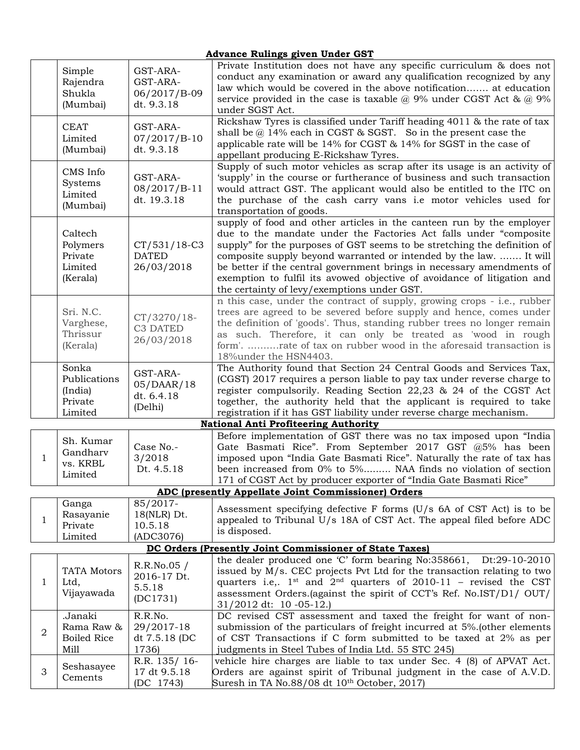**Advance Rulings given Under GST**

| | | | |
|---|---|---|---|
| | Simple Rajendra Shukla (Mumbai) | GST-ARA-GST-ARA-06/2017/B-09 dt. 9.3.18 | Private Institution does not have any specific curriculum & does not conduct any examination or award any qualification recognized by any law which would be covered in the above notification……. at education service provided in the case is taxable @ 9% under CGST Act & @ 9% under SGST Act. |
| | CEAT Limited (Mumbai) | GST-ARA-07/2017/B-10 dt. 9.3.18 | Rickshaw Tyres is classified under Tariff heading 4011 & the rate of tax shall be @ 14% each in CGST & SGST. So in the present case the applicable rate will be 14% for CGST & 14% for SGST in the case of appellant producing E-Rickshaw Tyres. |
| | CMS Info Systems Limited (Mumbai) | GST-ARA-08/2017/B-11 dt. 19.3.18 | Supply of such motor vehicles as scrap after its usage is an activity of 'supply' in the course or furtherance of business and such transaction would attract GST. The applicant would also be entitled to the ITC on the purchase of the cash carry vans i.e motor vehicles used for transportation of goods. |
| | Caltech Polymers Private Limited (Kerala) | CT/531/18-C3 DATED 26/03/2018 | supply of food and other articles in the canteen run by the employer due to the mandate under the Factories Act falls under "composite supply" for the purposes of GST seems to be stretching the definition of composite supply beyond warranted or intended by the law. ……. It will be better if the central government brings in necessary amendments of exemption to fulfil its avowed objective of avoidance of litigation and the certainty of levy/exemptions under GST. |
| | Sri. N.C. Varghese, Thrissur (Kerala) | CT/3270/18-C3 DATED 26/03/2018 | n this case, under the contract of supply, growing crops - i.e., rubber trees are agreed to be severed before supply and hence, comes under the definition of 'goods'. Thus, standing rubber trees no longer remain as such. Therefore, it can only be treated as 'wood in rough form'. ……….rate of tax on rubber wood in the aforesaid transaction is 18%under the HSN4403. |
| | Sonka Publications (India) Private Limited | GST-ARA-05/DAAR/18 dt. 6.4.18 (Delhi) | The Authority found that Section 24 Central Goods and Services Tax, (CGST) 2017 requires a person liable to pay tax under reverse charge to register compulsorily. Reading Section 22,23 & 24 of the CGST Act together, the authority held that the applicant is required to take registration if it has GST liability under reverse charge mechanism. |

**National Anti Profiteering Authority**

| | | | |
|---|---|---|---|
| 1 | Sh. Kumar Gandharv vs. KRBL Limited | Case No.-3/2018 Dt. 4.5.18 | Before implementation of GST there was no tax imposed upon "India Gate Basmati Rice". From September 2017 GST @5% has been imposed upon "India Gate Basmati Rice". Naturally the rate of tax has been increased from 0% to 5%……… NAA finds no violation of section 171 of CGST Act by producer exporter of "India Gate Basmati Rice" |

**ADC (presently Appellate Joint Commissioner) Orders**

| | | | |
|---|---|---|---|
| 1 | Ganga Rasayanie Private Limited | 85/2017-18(NLR) Dt. 10.5.18 (ADC3076) | Assessment specifying defective F forms (U/s 6A of CST Act) is to be appealed to Tribunal U/s 18A of CST Act. The appeal filed before ADC is disposed. |

**DC Orders (Presently Joint Commissioner of State Taxes)**

| | | | |
|---|---|---|---|
| 1 | TATA Motors Ltd, Vijayawada | R.R.No.05 / 2016-17 Dt. 5.5.18 (DC1731) | the dealer produced one 'C' form bearing No:358661, Dt:29-10-2010 issued by M/s. CEC projects Pvt Ltd for the transaction relating to two quarters i.e,. 1st and 2nd quarters of 2010-11 – revised the CST assessment Orders.(against the spirit of CCT's Ref. No.IST/D1/ OUT/ 31/2012 dt: 10 -05-12.) |
| 2 | .Janaki Rama Raw & Boiled Rice Mill | R.R.No. 29/2017-18 dt 7.5.18 (DC 1736) | DC revised CST assessment and taxed the freight for want of non-submission of the particulars of freight incurred at 5%.(other elements of CST Transactions if C form submitted to be taxed at 2% as per judgments in Steel Tubes of India Ltd. 55 STC 245) |
| 3 | Seshasayee Cements | R.R. 135/ 16-17 dt 9.5.18 (DC 1743) | vehicle hire charges are liable to tax under Sec. 4 (8) of APVAT Act. Orders are against spirit of Tribunal judgment in the case of A.V.D. Suresh in TA No.88/08 dt 10th October, 2017) |